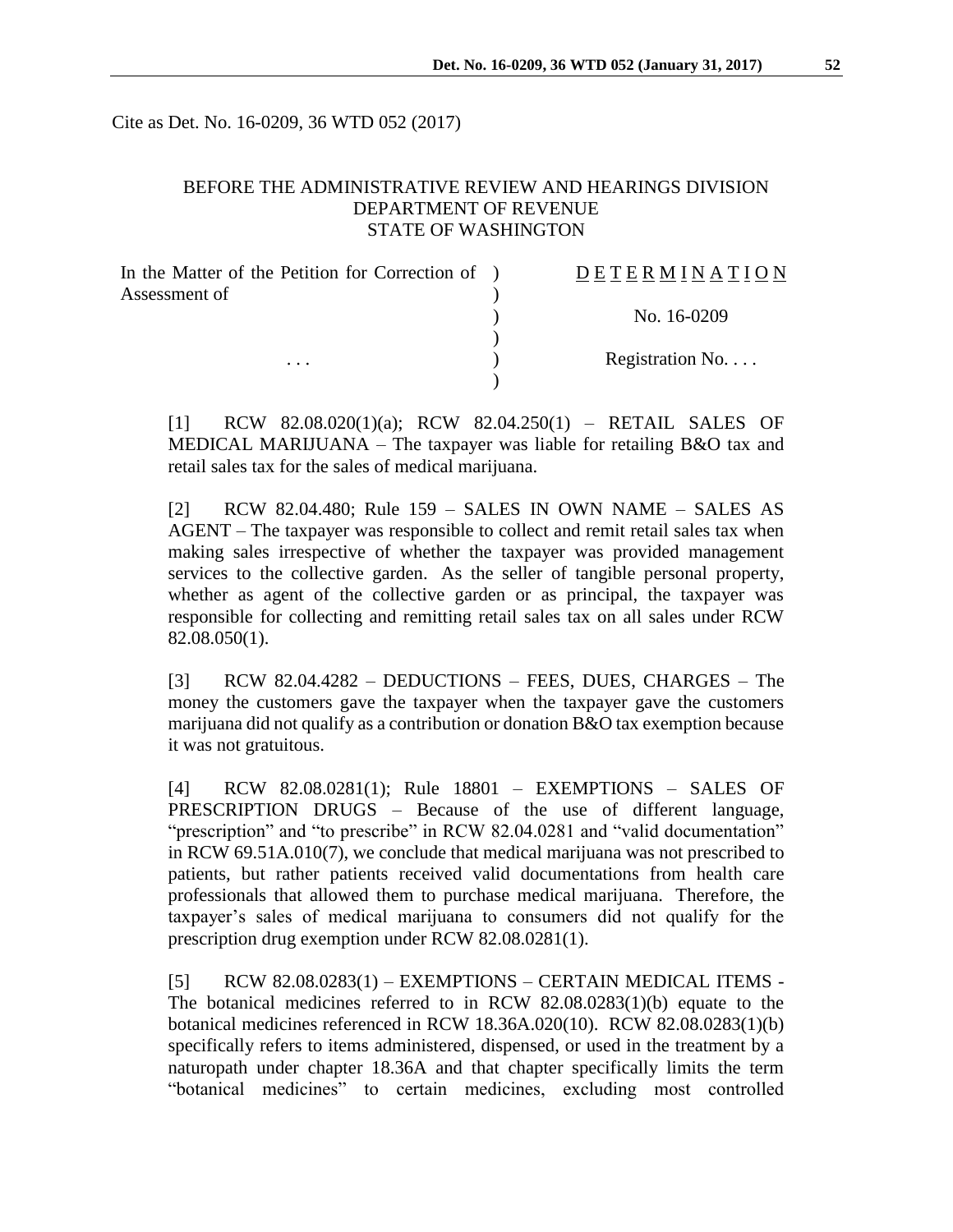Cite as Det. No. 16-0209, 36 WTD 052 (2017)

BEFORE THE ADMINISTRATIVE REVIEW AND HEARINGS DIVISION
DEPARTMENT OF REVENUE
STATE OF WASHINGTON

| | |
|---|---|
| In the Matter of the Petition for Correction of Assessment of | D E T E R M I N A T I O N |
| | No. 16-0209 |
| . . . | Registration No. . . . |

[1] RCW 82.08.020(1)(a); RCW 82.04.250(1) – RETAIL SALES OF MEDICAL MARIJUANA – The taxpayer was liable for retailing B&O tax and retail sales tax for the sales of medical marijuana.

[2] RCW 82.04.480; Rule 159 – SALES IN OWN NAME – SALES AS AGENT – The taxpayer was responsible to collect and remit retail sales tax when making sales irrespective of whether the taxpayer was provided management services to the collective garden. As the seller of tangible personal property, whether as agent of the collective garden or as principal, the taxpayer was responsible for collecting and remitting retail sales tax on all sales under RCW 82.08.050(1).

[3] RCW 82.04.4282 – DEDUCTIONS – FEES, DUES, CHARGES – The money the customers gave the taxpayer when the taxpayer gave the customers marijuana did not qualify as a contribution or donation B&O tax exemption because it was not gratuitous.

[4] RCW 82.08.0281(1); Rule 18801 – EXEMPTIONS – SALES OF PRESCRIPTION DRUGS – Because of the use of different language, "prescription" and "to prescribe" in RCW 82.04.0281 and "valid documentation" in RCW 69.51A.010(7), we conclude that medical marijuana was not prescribed to patients, but rather patients received valid documentations from health care professionals that allowed them to purchase medical marijuana. Therefore, the taxpayer's sales of medical marijuana to consumers did not qualify for the prescription drug exemption under RCW 82.08.0281(1).

[5] RCW 82.08.0283(1) – EXEMPTIONS – CERTAIN MEDICAL ITEMS - The botanical medicines referred to in RCW 82.08.0283(1)(b) equate to the botanical medicines referenced in RCW 18.36A.020(10). RCW 82.08.0283(1)(b) specifically refers to items administered, dispensed, or used in the treatment by a naturopath under chapter 18.36A and that chapter specifically limits the term "botanical medicines" to certain medicines, excluding most controlled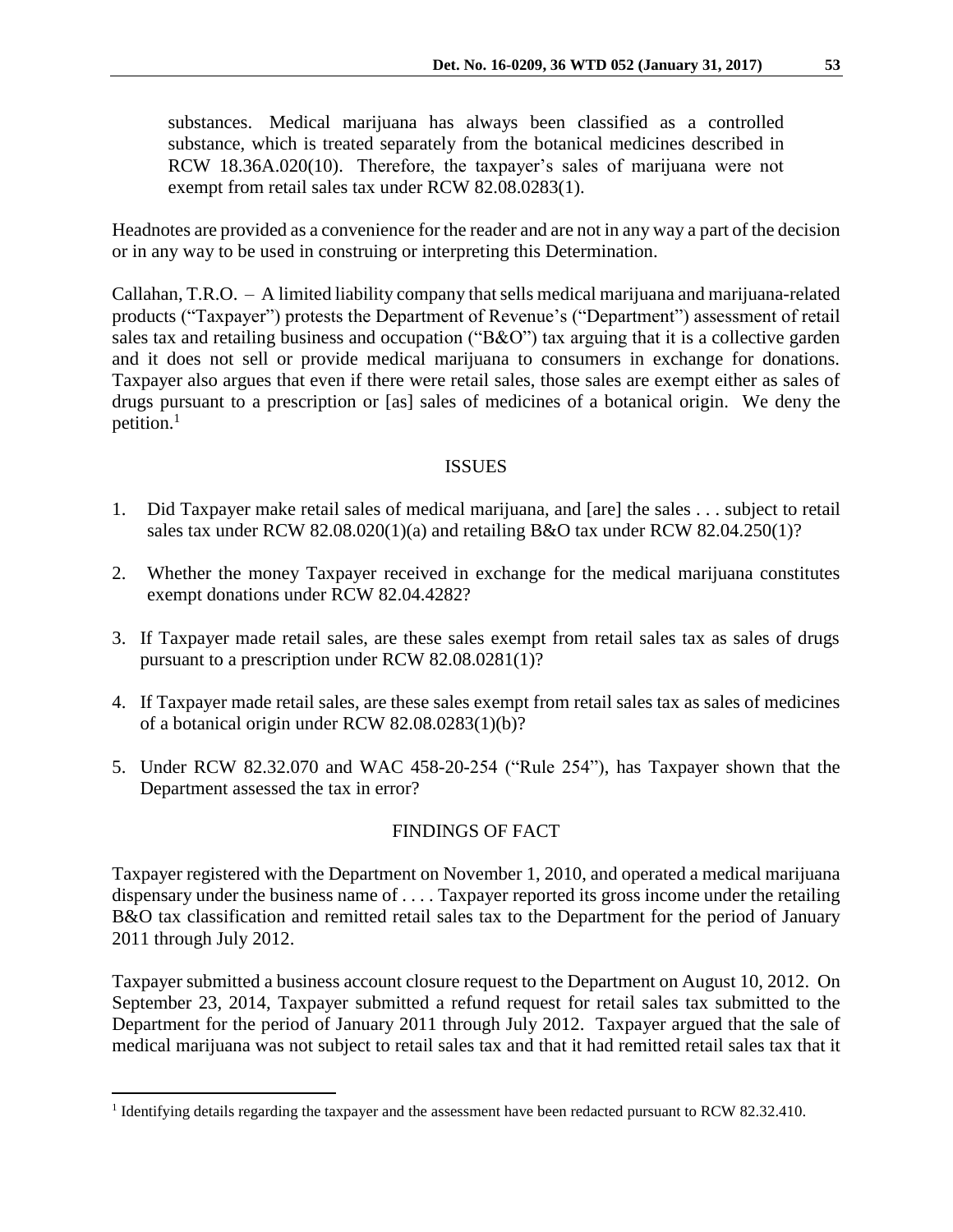substances. Medical marijuana has always been classified as a controlled substance, which is treated separately from the botanical medicines described in RCW 18.36A.020(10). Therefore, the taxpayer's sales of marijuana were not exempt from retail sales tax under RCW 82.08.0283(1).

Headnotes are provided as a convenience for the reader and are not in any way a part of the decision or in any way to be used in construing or interpreting this Determination.

Callahan, T.R.O. – A limited liability company that sells medical marijuana and marijuana-related products ("Taxpayer") protests the Department of Revenue's ("Department") assessment of retail sales tax and retailing business and occupation ("B&O") tax arguing that it is a collective garden and it does not sell or provide medical marijuana to consumers in exchange for donations. Taxpayer also argues that even if there were retail sales, those sales are exempt either as sales of drugs pursuant to a prescription or [as] sales of medicines of a botanical origin. We deny the petition.[1]

## ISSUES

1. Did Taxpayer make retail sales of medical marijuana, and [are] the sales . . . subject to retail sales tax under RCW 82.08.020(1)(a) and retailing B&O tax under RCW 82.04.250(1)?
2. Whether the money Taxpayer received in exchange for the medical marijuana constitutes exempt donations under RCW 82.04.4282?
3. If Taxpayer made retail sales, are these sales exempt from retail sales tax as sales of drugs pursuant to a prescription under RCW 82.08.0281(1)?
4. If Taxpayer made retail sales, are these sales exempt from retail sales tax as sales of medicines of a botanical origin under RCW 82.08.0283(1)(b)?
5. Under RCW 82.32.070 and WAC 458-20-254 ("Rule 254"), has Taxpayer shown that the Department assessed the tax in error?

## FINDINGS OF FACT

Taxpayer registered with the Department on November 1, 2010, and operated a medical marijuana dispensary under the business name of . . . . Taxpayer reported its gross income under the retailing B&O tax classification and remitted retail sales tax to the Department for the period of January 2011 through July 2012.

Taxpayer submitted a business account closure request to the Department on August 10, 2012. On September 23, 2014, Taxpayer submitted a refund request for retail sales tax submitted to the Department for the period of January 2011 through July 2012. Taxpayer argued that the sale of medical marijuana was not subject to retail sales tax and that it had remitted retail sales tax that it

[1] Identifying details regarding the taxpayer and the assessment have been redacted pursuant to RCW 82.32.410.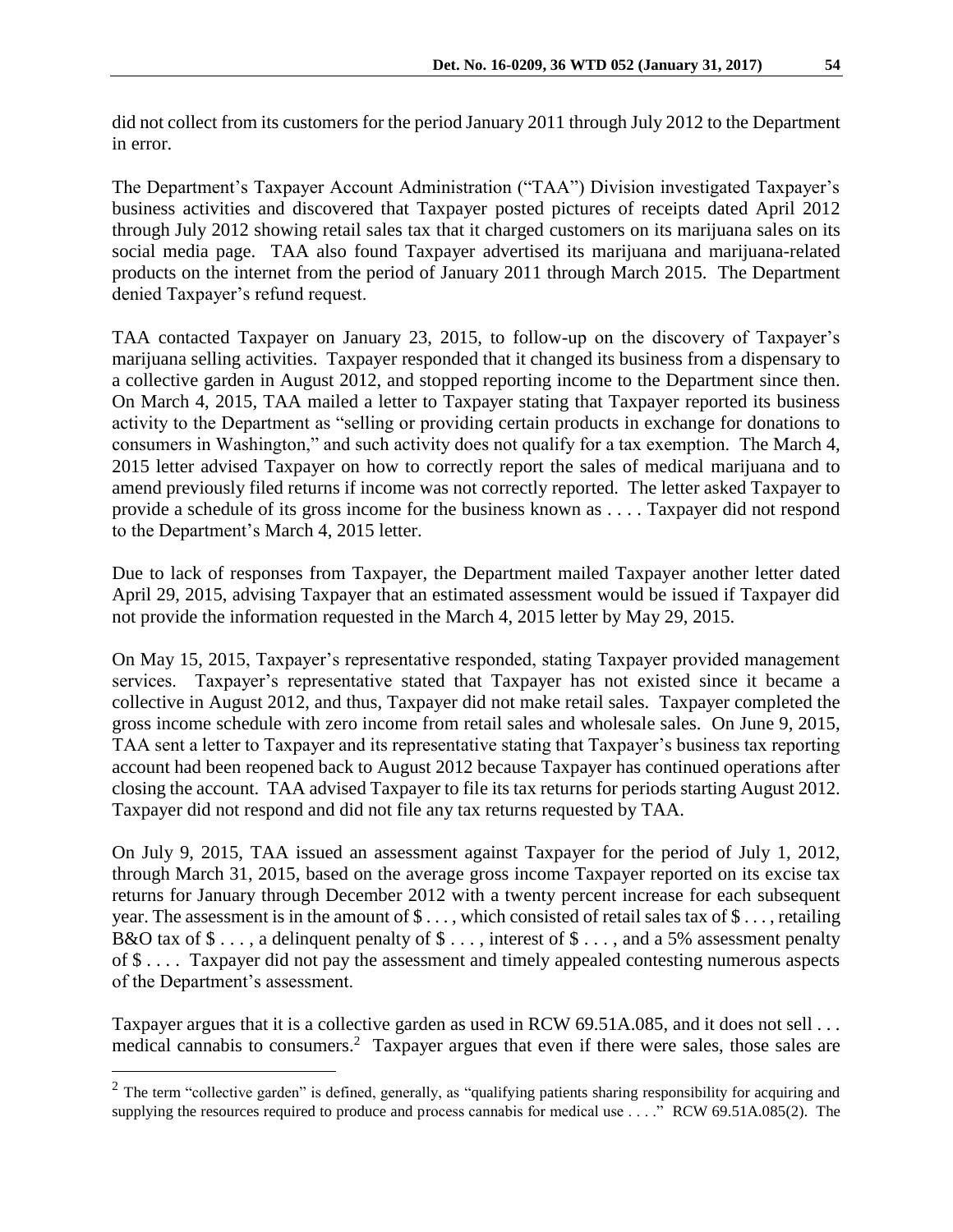did not collect from its customers for the period January 2011 through July 2012 to the Department in error.

The Department's Taxpayer Account Administration ("TAA") Division investigated Taxpayer's business activities and discovered that Taxpayer posted pictures of receipts dated April 2012 through July 2012 showing retail sales tax that it charged customers on its marijuana sales on its social media page. TAA also found Taxpayer advertised its marijuana and marijuana-related products on the internet from the period of January 2011 through March 2015. The Department denied Taxpayer's refund request.

TAA contacted Taxpayer on January 23, 2015, to follow-up on the discovery of Taxpayer's marijuana selling activities. Taxpayer responded that it changed its business from a dispensary to a collective garden in August 2012, and stopped reporting income to the Department since then. On March 4, 2015, TAA mailed a letter to Taxpayer stating that Taxpayer reported its business activity to the Department as "selling or providing certain products in exchange for donations to consumers in Washington," and such activity does not qualify for a tax exemption. The March 4, 2015 letter advised Taxpayer on how to correctly report the sales of medical marijuana and to amend previously filed returns if income was not correctly reported. The letter asked Taxpayer to provide a schedule of its gross income for the business known as . . . . Taxpayer did not respond to the Department's March 4, 2015 letter.

Due to lack of responses from Taxpayer, the Department mailed Taxpayer another letter dated April 29, 2015, advising Taxpayer that an estimated assessment would be issued if Taxpayer did not provide the information requested in the March 4, 2015 letter by May 29, 2015.

On May 15, 2015, Taxpayer's representative responded, stating Taxpayer provided management services. Taxpayer's representative stated that Taxpayer has not existed since it became a collective in August 2012, and thus, Taxpayer did not make retail sales. Taxpayer completed the gross income schedule with zero income from retail sales and wholesale sales. On June 9, 2015, TAA sent a letter to Taxpayer and its representative stating that Taxpayer's business tax reporting account had been reopened back to August 2012 because Taxpayer has continued operations after closing the account. TAA advised Taxpayer to file its tax returns for periods starting August 2012. Taxpayer did not respond and did not file any tax returns requested by TAA.

On July 9, 2015, TAA issued an assessment against Taxpayer for the period of July 1, 2012, through March 31, 2015, based on the average gross income Taxpayer reported on its excise tax returns for January through December 2012 with a twenty percent increase for each subsequent year. The assessment is in the amount of $ . . . , which consisted of retail sales tax of $ . . . , retailing B&O tax of $ . . . , a delinquent penalty of $ . . . , interest of $ . . . , and a 5% assessment penalty of $ . . . . Taxpayer did not pay the assessment and timely appealed contesting numerous aspects of the Department's assessment.

Taxpayer argues that it is a collective garden as used in RCW 69.51A.085, and it does not sell . . . medical cannabis to consumers.[2] Taxpayer argues that even if there were sales, those sales are

[2] The term "collective garden" is defined, generally, as "qualifying patients sharing responsibility for acquiring and supplying the resources required to produce and process cannabis for medical use . . . ." RCW 69.51A.085(2). The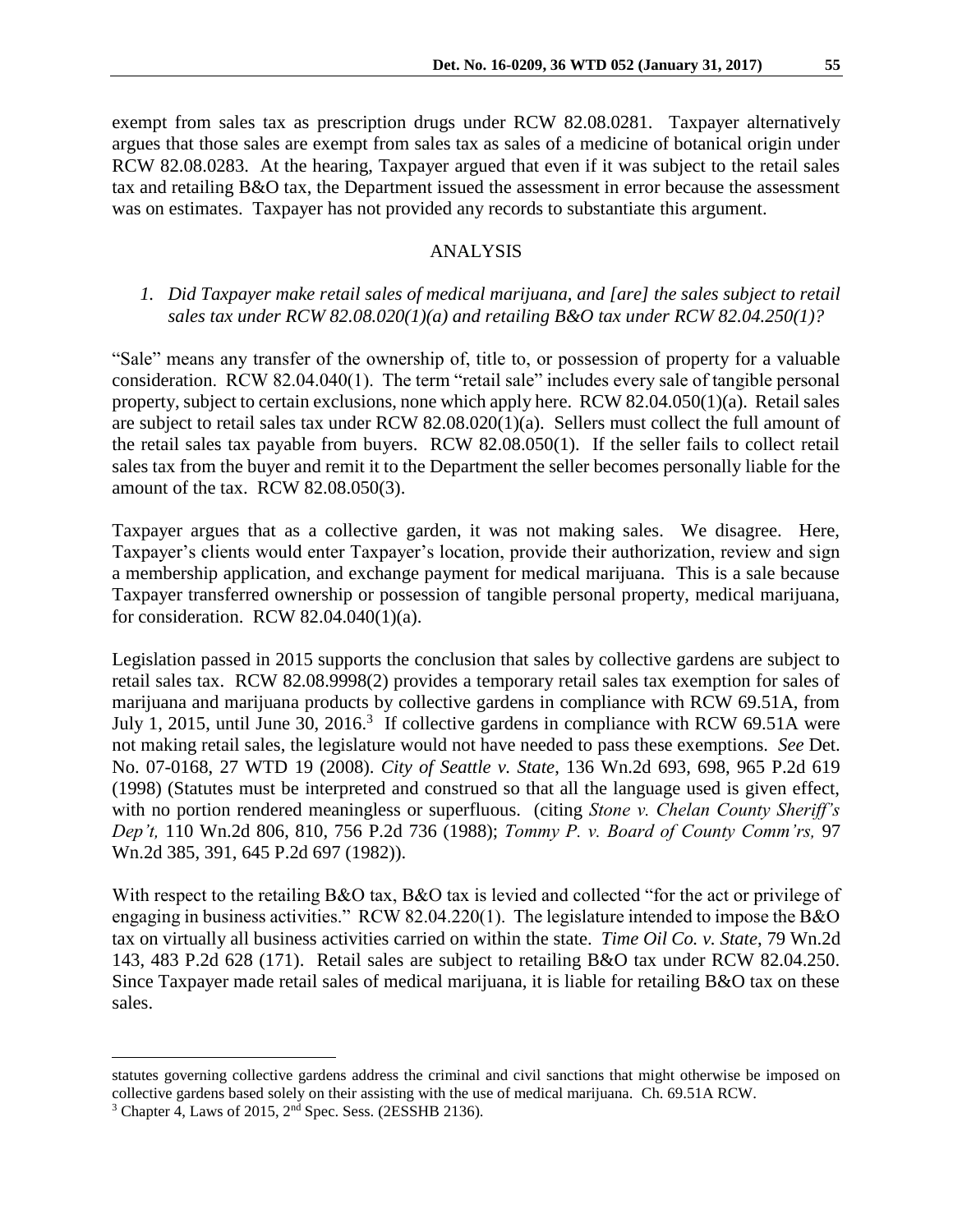exempt from sales tax as prescription drugs under RCW 82.08.0281. Taxpayer alternatively argues that those sales are exempt from sales tax as sales of a medicine of botanical origin under RCW 82.08.0283. At the hearing, Taxpayer argued that even if it was subject to the retail sales tax and retailing B&O tax, the Department issued the assessment in error because the assessment was on estimates. Taxpayer has not provided any records to substantiate this argument.

## ANALYSIS

*1. Did Taxpayer make retail sales of medical marijuana, and [are] the sales subject to retail sales tax under RCW 82.08.020(1)(a) and retailing B&O tax under RCW 82.04.250(1)?*

"Sale" means any transfer of the ownership of, title to, or possession of property for a valuable consideration. RCW 82.04.040(1). The term "retail sale" includes every sale of tangible personal property, subject to certain exclusions, none which apply here. RCW 82.04.050(1)(a). Retail sales are subject to retail sales tax under RCW 82.08.020(1)(a). Sellers must collect the full amount of the retail sales tax payable from buyers. RCW 82.08.050(1). If the seller fails to collect retail sales tax from the buyer and remit it to the Department the seller becomes personally liable for the amount of the tax. RCW 82.08.050(3).

Taxpayer argues that as a collective garden, it was not making sales. We disagree. Here, Taxpayer's clients would enter Taxpayer's location, provide their authorization, review and sign a membership application, and exchange payment for medical marijuana. This is a sale because Taxpayer transferred ownership or possession of tangible personal property, medical marijuana, for consideration. RCW 82.04.040(1)(a).

Legislation passed in 2015 supports the conclusion that sales by collective gardens are subject to retail sales tax. RCW 82.08.9998(2) provides a temporary retail sales tax exemption for sales of marijuana and marijuana products by collective gardens in compliance with RCW 69.51A, from July 1, 2015, until June 30, 2016.[3] If collective gardens in compliance with RCW 69.51A were not making retail sales, the legislature would not have needed to pass these exemptions. *See* Det. No. 07-0168, 27 WTD 19 (2008). *City of Seattle v. State*, 136 Wn.2d 693, 698, 965 P.2d 619 (1998) (Statutes must be interpreted and construed so that all the language used is given effect, with no portion rendered meaningless or superfluous. (citing *Stone v. Chelan County Sheriff's Dep't,* 110 Wn.2d 806, 810, 756 P.2d 736 (1988); *Tommy P. v. Board of County Comm'rs,* 97 Wn.2d 385, 391, 645 P.2d 697 (1982)).

With respect to the retailing B&O tax, B&O tax is levied and collected "for the act or privilege of engaging in business activities." RCW 82.04.220(1). The legislature intended to impose the B&O tax on virtually all business activities carried on within the state. *Time Oil Co. v. State*, 79 Wn.2d 143, 483 P.2d 628 (171). Retail sales are subject to retailing B&O tax under RCW 82.04.250. Since Taxpayer made retail sales of medical marijuana, it is liable for retailing B&O tax on these sales.

---

statutes governing collective gardens address the criminal and civil sanctions that might otherwise be imposed on collective gardens based solely on their assisting with the use of medical marijuana. Ch. 69.51A RCW.

[3] Chapter 4, Laws of 2015, 2nd Spec. Sess. (2ESSHB 2136).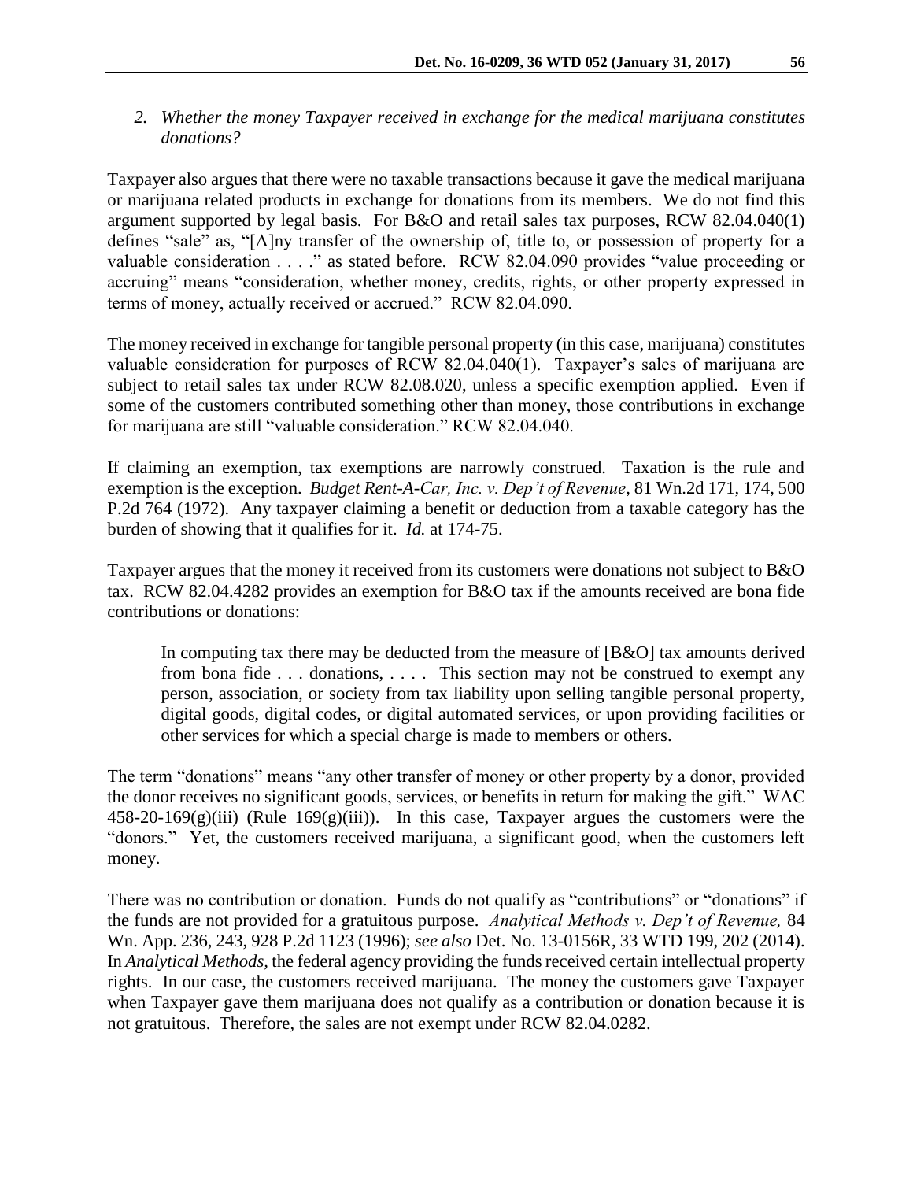*2. Whether the money Taxpayer received in exchange for the medical marijuana constitutes donations?*

Taxpayer also argues that there were no taxable transactions because it gave the medical marijuana or marijuana related products in exchange for donations from its members. We do not find this argument supported by legal basis. For B&O and retail sales tax purposes, RCW 82.04.040(1) defines "sale" as, "[A]ny transfer of the ownership of, title to, or possession of property for a valuable consideration . . . ." as stated before. RCW 82.04.090 provides "value proceeding or accruing" means "consideration, whether money, credits, rights, or other property expressed in terms of money, actually received or accrued." RCW 82.04.090.

The money received in exchange for tangible personal property (in this case, marijuana) constitutes valuable consideration for purposes of RCW 82.04.040(1). Taxpayer's sales of marijuana are subject to retail sales tax under RCW 82.08.020, unless a specific exemption applied. Even if some of the customers contributed something other than money, those contributions in exchange for marijuana are still "valuable consideration." RCW 82.04.040.

If claiming an exemption, tax exemptions are narrowly construed. Taxation is the rule and exemption is the exception. *Budget Rent-A-Car, Inc. v. Dep't of Revenue*, 81 Wn.2d 171, 174, 500 P.2d 764 (1972). Any taxpayer claiming a benefit or deduction from a taxable category has the burden of showing that it qualifies for it. *Id.* at 174-75.

Taxpayer argues that the money it received from its customers were donations not subject to B&O tax. RCW 82.04.4282 provides an exemption for B&O tax if the amounts received are bona fide contributions or donations:

> In computing tax there may be deducted from the measure of [B&O] tax amounts derived from bona fide . . . donations, . . . . This section may not be construed to exempt any person, association, or society from tax liability upon selling tangible personal property, digital goods, digital codes, or digital automated services, or upon providing facilities or other services for which a special charge is made to members or others.

The term "donations" means "any other transfer of money or other property by a donor, provided the donor receives no significant goods, services, or benefits in return for making the gift." WAC 458-20-169(g)(iii) (Rule 169(g)(iii)). In this case, Taxpayer argues the customers were the "donors." Yet, the customers received marijuana, a significant good, when the customers left money.

There was no contribution or donation. Funds do not qualify as "contributions" or "donations" if the funds are not provided for a gratuitous purpose. *Analytical Methods v. Dep't of Revenue,* 84 Wn. App. 236, 243, 928 P.2d 1123 (1996); *see also* Det. No. 13-0156R, 33 WTD 199, 202 (2014). In *Analytical Methods*, the federal agency providing the funds received certain intellectual property rights. In our case, the customers received marijuana. The money the customers gave Taxpayer when Taxpayer gave them marijuana does not qualify as a contribution or donation because it is not gratuitous. Therefore, the sales are not exempt under RCW 82.04.0282.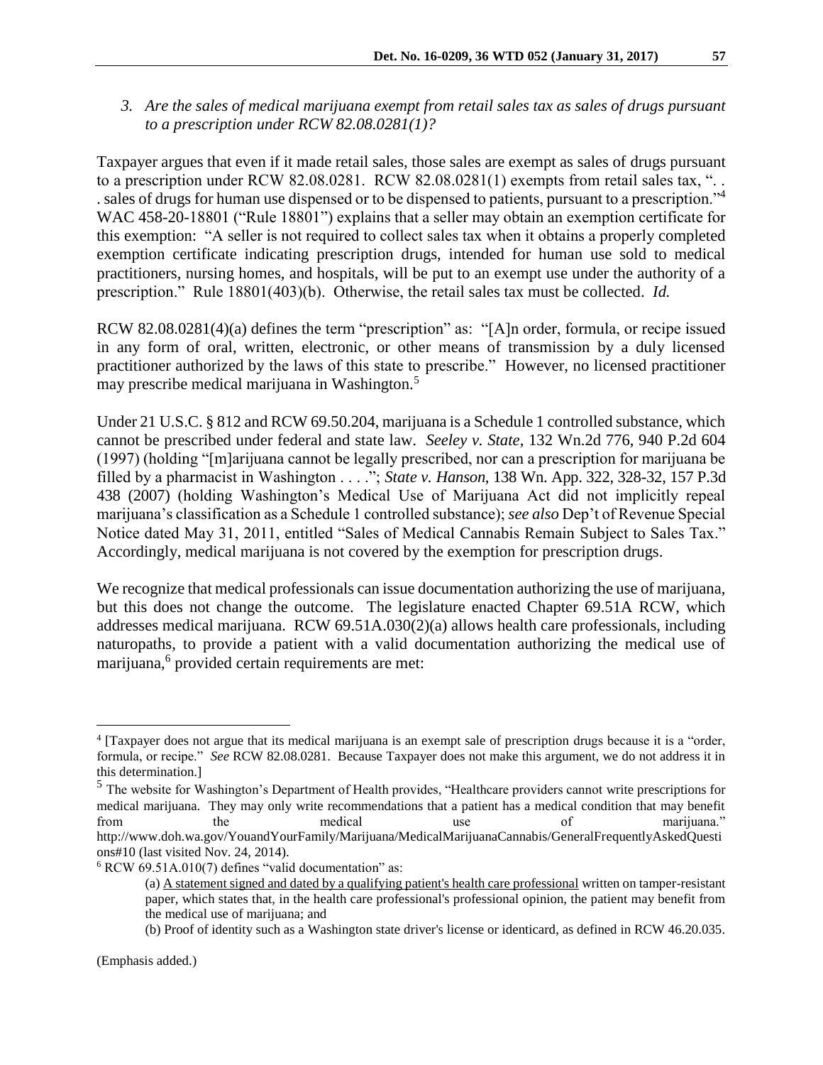*3. Are the sales of medical marijuana exempt from retail sales tax as sales of drugs pursuant to a prescription under RCW 82.08.0281(1)?*

Taxpayer argues that even if it made retail sales, those sales are exempt as sales of drugs pursuant to a prescription under RCW 82.08.0281. RCW 82.08.0281(1) exempts from retail sales tax, ". . . sales of drugs for human use dispensed or to be dispensed to patients, pursuant to a prescription."[4] WAC 458-20-18801 ("Rule 18801") explains that a seller may obtain an exemption certificate for this exemption: "A seller is not required to collect sales tax when it obtains a properly completed exemption certificate indicating prescription drugs, intended for human use sold to medical practitioners, nursing homes, and hospitals, will be put to an exempt use under the authority of a prescription." Rule 18801(403)(b). Otherwise, the retail sales tax must be collected. *Id.*

RCW 82.08.0281(4)(a) defines the term "prescription" as: "[A]n order, formula, or recipe issued in any form of oral, written, electronic, or other means of transmission by a duly licensed practitioner authorized by the laws of this state to prescribe." However, no licensed practitioner may prescribe medical marijuana in Washington.[5]

Under 21 U.S.C. § 812 and RCW 69.50.204, marijuana is a Schedule 1 controlled substance, which cannot be prescribed under federal and state law. *Seeley v. State*, 132 Wn.2d 776, 940 P.2d 604 (1997) (holding "[m]arijuana cannot be legally prescribed, nor can a prescription for marijuana be filled by a pharmacist in Washington . . . ."; *State v. Hanson*, 138 Wn. App. 322, 328-32, 157 P.3d 438 (2007) (holding Washington's Medical Use of Marijuana Act did not implicitly repeal marijuana's classification as a Schedule 1 controlled substance); *see also* Dep't of Revenue Special Notice dated May 31, 2011, entitled "Sales of Medical Cannabis Remain Subject to Sales Tax." Accordingly, medical marijuana is not covered by the exemption for prescription drugs.

We recognize that medical professionals can issue documentation authorizing the use of marijuana, but this does not change the outcome. The legislature enacted Chapter 69.51A RCW, which addresses medical marijuana. RCW 69.51A.030(2)(a) allows health care professionals, including naturopaths, to provide a patient with a valid documentation authorizing the medical use of marijuana,[6] provided certain requirements are met:

---

[4] [Taxpayer does not argue that its medical marijuana is an exempt sale of prescription drugs because it is a "order, formula, or recipe." *See* RCW 82.08.0281. Because Taxpayer does not make this argument, we do not address it in this determination.]

[5] The website for Washington's Department of Health provides, "Healthcare providers cannot write prescriptions for medical marijuana. They may only write recommendations that a patient has a medical condition that may benefit from the medical use of marijuana." http://www.doh.wa.gov/YouandYourFamily/Marijuana/MedicalMarijuanaCannabis/GeneralFrequentlyAskedQuestions#10 (last visited Nov. 24, 2014).

[6] RCW 69.51A.010(7) defines "valid documentation" as:

> (a) <u>A statement signed and dated by a qualifying patient's health care professional</u> written on tamper-resistant paper, which states that, in the health care professional's professional opinion, the patient may benefit from the medical use of marijuana; and
>
> (b) Proof of identity such as a Washington state driver's license or identicard, as defined in RCW 46.20.035.

(Emphasis added.)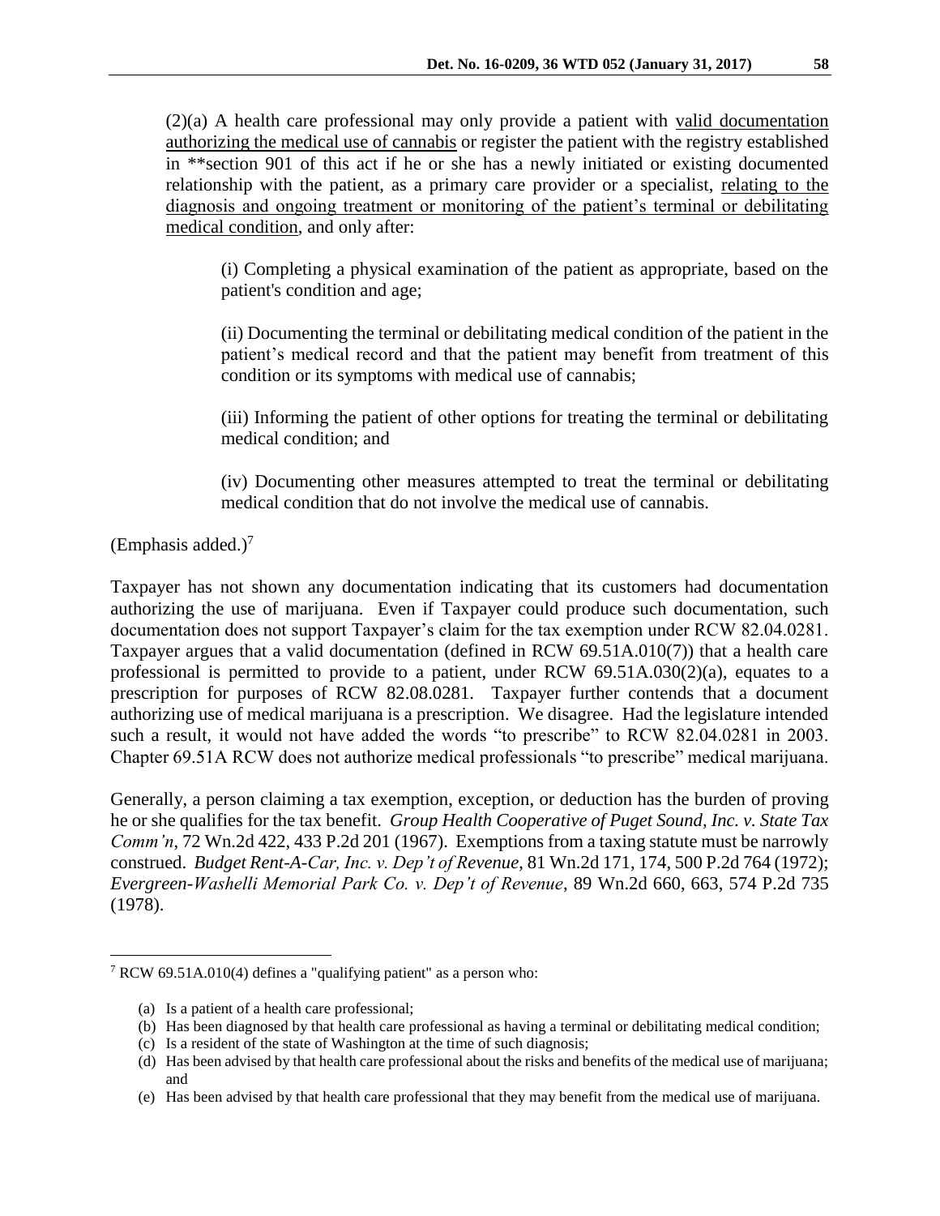> (2)(a) A health care professional may only provide a patient with <u>valid documentation authorizing the medical use of cannabis</u> or register the patient with the registry established in **section 901 of this act if he or she has a newly initiated or existing documented relationship with the patient, as a primary care provider or a specialist, <u>relating to the diagnosis and ongoing treatment or monitoring of the patient's terminal or debilitating medical condition</u>, and only after:
>
> > (i) Completing a physical examination of the patient as appropriate, based on the patient's condition and age;
> >
> > (ii) Documenting the terminal or debilitating medical condition of the patient in the patient's medical record and that the patient may benefit from treatment of this condition or its symptoms with medical use of cannabis;
> >
> > (iii) Informing the patient of other options for treating the terminal or debilitating medical condition; and
> >
> > (iv) Documenting other measures attempted to treat the terminal or debilitating medical condition that do not involve the medical use of cannabis.

(Emphasis added.)[7]

Taxpayer has not shown any documentation indicating that its customers had documentation authorizing the use of marijuana. Even if Taxpayer could produce such documentation, such documentation does not support Taxpayer's claim for the tax exemption under RCW 82.04.0281. Taxpayer argues that a valid documentation (defined in RCW 69.51A.010(7)) that a health care professional is permitted to provide to a patient, under RCW 69.51A.030(2)(a), equates to a prescription for purposes of RCW 82.08.0281. Taxpayer further contends that a document authorizing use of medical marijuana is a prescription. We disagree. Had the legislature intended such a result, it would not have added the words "to prescribe" to RCW 82.04.0281 in 2003. Chapter 69.51A RCW does not authorize medical professionals "to prescribe" medical marijuana.

Generally, a person claiming a tax exemption, exception, or deduction has the burden of proving he or she qualifies for the tax benefit. *Group Health Cooperative of Puget Sound, Inc. v. State Tax Comm'n*, 72 Wn.2d 422, 433 P.2d 201 (1967). Exemptions from a taxing statute must be narrowly construed. *Budget Rent-A-Car, Inc. v. Dep't of Revenue*, 81 Wn.2d 171, 174, 500 P.2d 764 (1972); *Evergreen-Washelli Memorial Park Co. v. Dep't of Revenue*, 89 Wn.2d 660, 663, 574 P.2d 735 (1978).

---

[7] RCW 69.51A.010(4) defines a "qualifying patient" as a person who:

(a) Is a patient of a health care professional;
(b) Has been diagnosed by that health care professional as having a terminal or debilitating medical condition;
(c) Is a resident of the state of Washington at the time of such diagnosis;
(d) Has been advised by that health care professional about the risks and benefits of the medical use of marijuana; and
(e) Has been advised by that health care professional that they may benefit from the medical use of marijuana.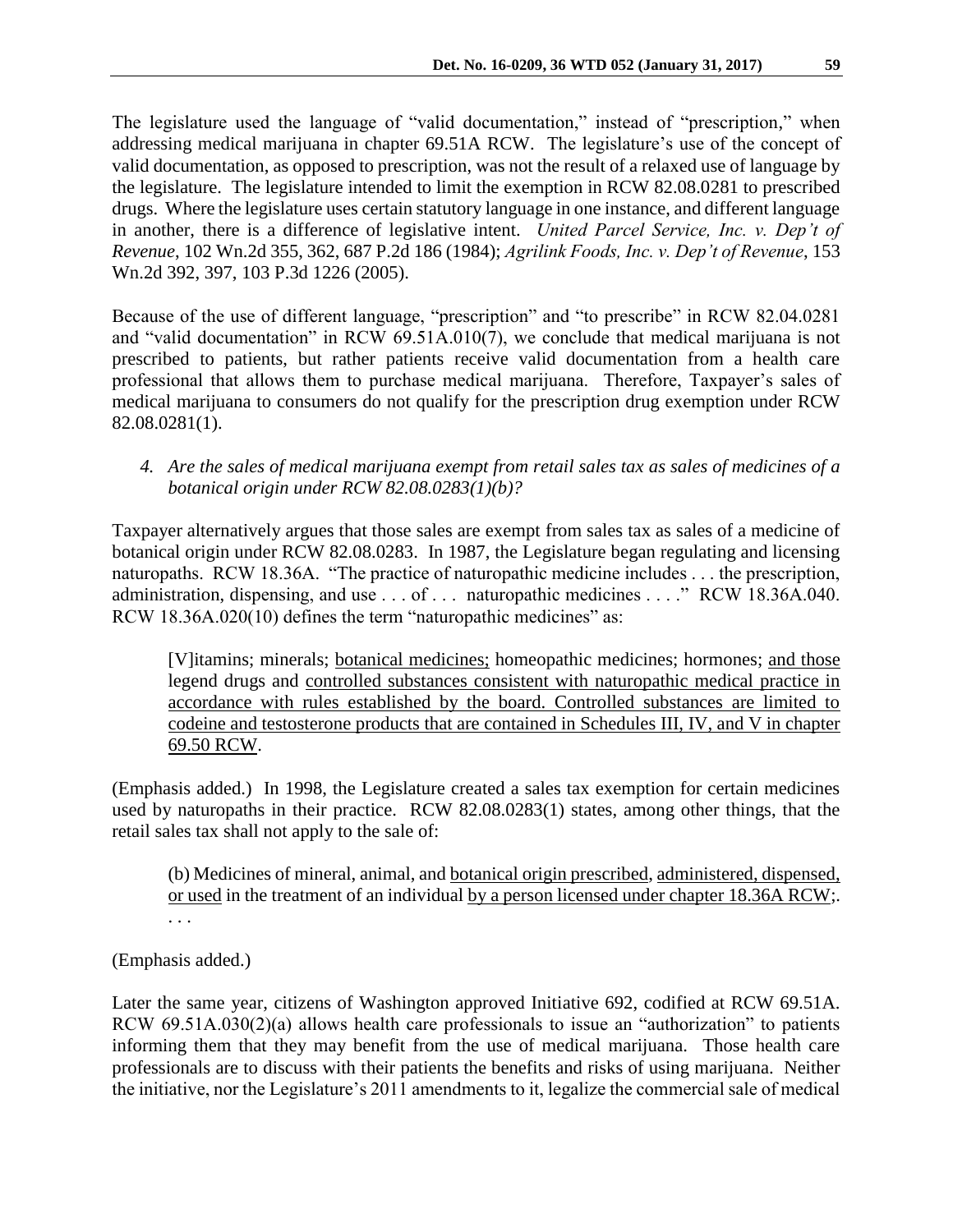The legislature used the language of "valid documentation," instead of "prescription," when addressing medical marijuana in chapter 69.51A RCW. The legislature's use of the concept of valid documentation, as opposed to prescription, was not the result of a relaxed use of language by the legislature. The legislature intended to limit the exemption in RCW 82.08.0281 to prescribed drugs. Where the legislature uses certain statutory language in one instance, and different language in another, there is a difference of legislative intent. *United Parcel Service, Inc. v. Dep't of Revenue*, 102 Wn.2d 355, 362, 687 P.2d 186 (1984); *Agrilink Foods, Inc. v. Dep't of Revenue*, 153 Wn.2d 392, 397, 103 P.3d 1226 (2005).

Because of the use of different language, "prescription" and "to prescribe" in RCW 82.04.0281 and "valid documentation" in RCW 69.51A.010(7), we conclude that medical marijuana is not prescribed to patients, but rather patients receive valid documentation from a health care professional that allows them to purchase medical marijuana. Therefore, Taxpayer's sales of medical marijuana to consumers do not qualify for the prescription drug exemption under RCW 82.08.0281(1).

4. *Are the sales of medical marijuana exempt from retail sales tax as sales of medicines of a botanical origin under RCW 82.08.0283(1)(b)?*

Taxpayer alternatively argues that those sales are exempt from sales tax as sales of a medicine of botanical origin under RCW 82.08.0283. In 1987, the Legislature began regulating and licensing naturopaths. RCW 18.36A. "The practice of naturopathic medicine includes . . . the prescription, administration, dispensing, and use . . . of . . . naturopathic medicines . . . ." RCW 18.36A.040. RCW 18.36A.020(10) defines the term "naturopathic medicines" as:

> [V]itamins; minerals; <u>botanical medicines;</u> homeopathic medicines; hormones; <u>and those</u> legend drugs and <u>controlled substances consistent with naturopathic medical practice in accordance with rules established by the board. Controlled substances are limited to codeine and testosterone products that are contained in Schedules III, IV, and V in chapter 69.50 RCW</u>.

(Emphasis added.) In 1998, the Legislature created a sales tax exemption for certain medicines used by naturopaths in their practice. RCW 82.08.0283(1) states, among other things, that the retail sales tax shall not apply to the sale of:

> (b) Medicines of mineral, animal, and <u>botanical origin prescribed</u>, <u>administered, dispensed, or used</u> in the treatment of an individual <u>by a person licensed under chapter 18.36A RCW</u>;. . . .

(Emphasis added.)

Later the same year, citizens of Washington approved Initiative 692, codified at RCW 69.51A. RCW 69.51A.030(2)(a) allows health care professionals to issue an "authorization" to patients informing them that they may benefit from the use of medical marijuana. Those health care professionals are to discuss with their patients the benefits and risks of using marijuana. Neither the initiative, nor the Legislature's 2011 amendments to it, legalize the commercial sale of medical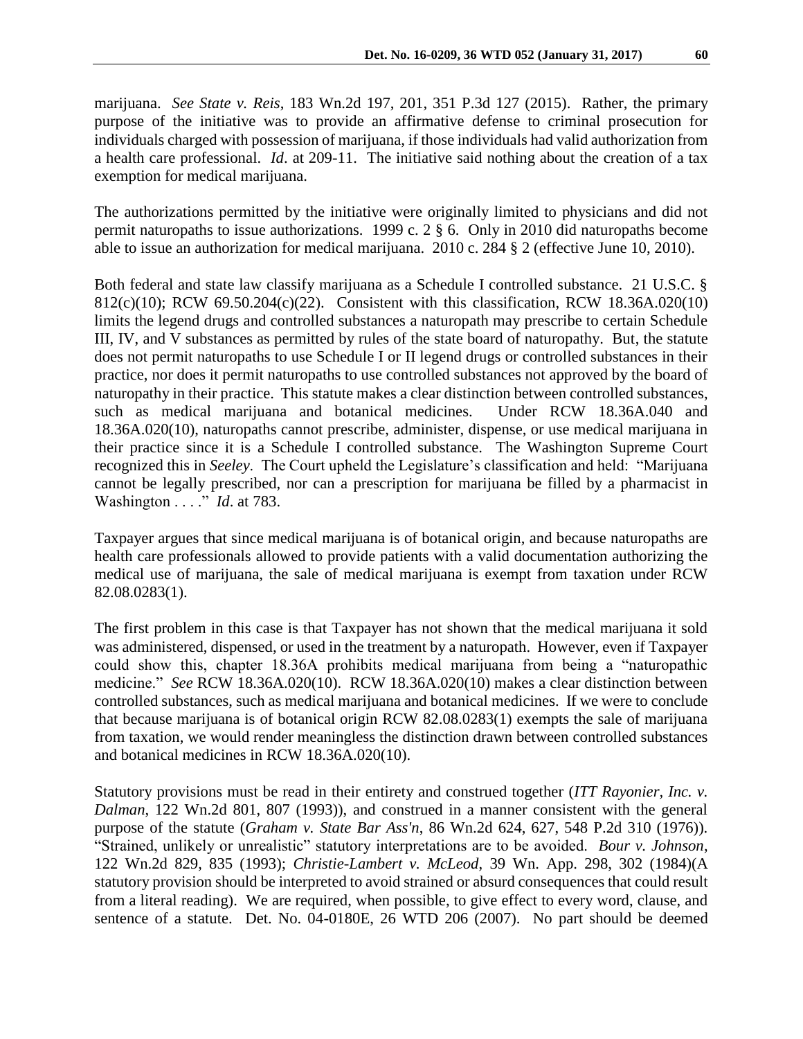marijuana. *See State v. Reis*, 183 Wn.2d 197, 201, 351 P.3d 127 (2015). Rather, the primary purpose of the initiative was to provide an affirmative defense to criminal prosecution for individuals charged with possession of marijuana, if those individuals had valid authorization from a health care professional. *Id*. at 209-11. The initiative said nothing about the creation of a tax exemption for medical marijuana.

The authorizations permitted by the initiative were originally limited to physicians and did not permit naturopaths to issue authorizations. 1999 c. 2 § 6. Only in 2010 did naturopaths become able to issue an authorization for medical marijuana. 2010 c. 284 § 2 (effective June 10, 2010).

Both federal and state law classify marijuana as a Schedule I controlled substance. 21 U.S.C. § 812(c)(10); RCW 69.50.204(c)(22). Consistent with this classification, RCW 18.36A.020(10) limits the legend drugs and controlled substances a naturopath may prescribe to certain Schedule III, IV, and V substances as permitted by rules of the state board of naturopathy. But, the statute does not permit naturopaths to use Schedule I or II legend drugs or controlled substances in their practice, nor does it permit naturopaths to use controlled substances not approved by the board of naturopathy in their practice. This statute makes a clear distinction between controlled substances, such as medical marijuana and botanical medicines. Under RCW 18.36A.040 and 18.36A.020(10), naturopaths cannot prescribe, administer, dispense, or use medical marijuana in their practice since it is a Schedule I controlled substance. The Washington Supreme Court recognized this in *Seeley*. The Court upheld the Legislature's classification and held: "Marijuana cannot be legally prescribed, nor can a prescription for marijuana be filled by a pharmacist in Washington . . . ." *Id*. at 783.

Taxpayer argues that since medical marijuana is of botanical origin, and because naturopaths are health care professionals allowed to provide patients with a valid documentation authorizing the medical use of marijuana, the sale of medical marijuana is exempt from taxation under RCW 82.08.0283(1).

The first problem in this case is that Taxpayer has not shown that the medical marijuana it sold was administered, dispensed, or used in the treatment by a naturopath. However, even if Taxpayer could show this, chapter 18.36A prohibits medical marijuana from being a "naturopathic medicine." *See* RCW 18.36A.020(10). RCW 18.36A.020(10) makes a clear distinction between controlled substances, such as medical marijuana and botanical medicines. If we were to conclude that because marijuana is of botanical origin RCW 82.08.0283(1) exempts the sale of marijuana from taxation, we would render meaningless the distinction drawn between controlled substances and botanical medicines in RCW 18.36A.020(10).

Statutory provisions must be read in their entirety and construed together (*ITT Rayonier, Inc. v. Dalman*, 122 Wn.2d 801, 807 (1993)), and construed in a manner consistent with the general purpose of the statute (*Graham v. State Bar Ass'n*, 86 Wn.2d 624, 627, 548 P.2d 310 (1976)). "Strained, unlikely or unrealistic" statutory interpretations are to be avoided. *Bour v. Johnson*, 122 Wn.2d 829, 835 (1993); *Christie-Lambert v. McLeod*, 39 Wn. App. 298, 302 (1984)(A statutory provision should be interpreted to avoid strained or absurd consequences that could result from a literal reading). We are required, when possible, to give effect to every word, clause, and sentence of a statute. Det. No. 04-0180E, 26 WTD 206 (2007). No part should be deemed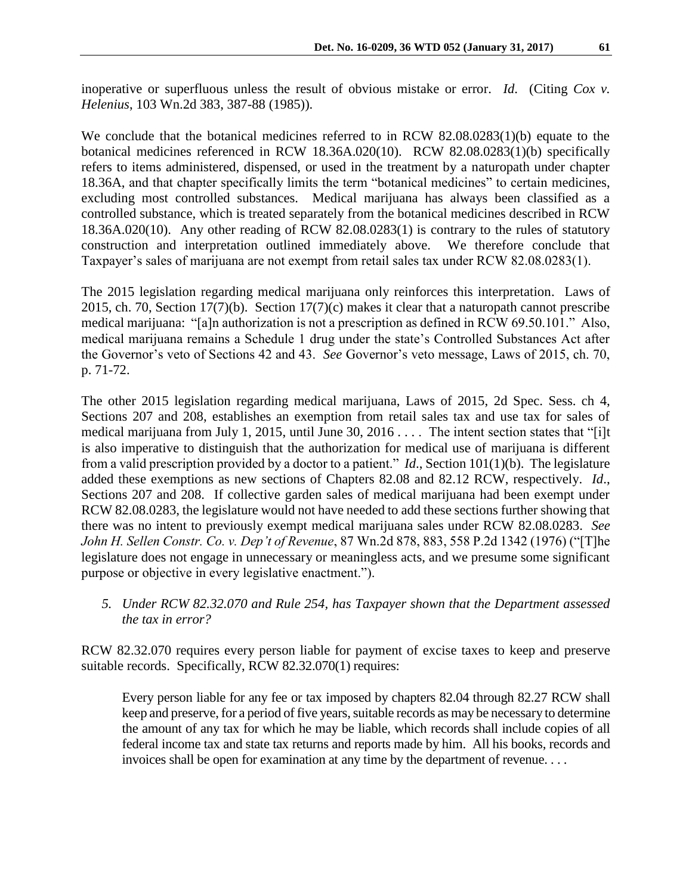inoperative or superfluous unless the result of obvious mistake or error. *Id*. (Citing *Cox v. Helenius*, 103 Wn.2d 383, 387-88 (1985)).

We conclude that the botanical medicines referred to in RCW 82.08.0283(1)(b) equate to the botanical medicines referenced in RCW 18.36A.020(10). RCW 82.08.0283(1)(b) specifically refers to items administered, dispensed, or used in the treatment by a naturopath under chapter 18.36A, and that chapter specifically limits the term "botanical medicines" to certain medicines, excluding most controlled substances. Medical marijuana has always been classified as a controlled substance, which is treated separately from the botanical medicines described in RCW 18.36A.020(10). Any other reading of RCW 82.08.0283(1) is contrary to the rules of statutory construction and interpretation outlined immediately above. We therefore conclude that Taxpayer's sales of marijuana are not exempt from retail sales tax under RCW 82.08.0283(1).

The 2015 legislation regarding medical marijuana only reinforces this interpretation. Laws of 2015, ch. 70, Section 17(7)(b). Section 17(7)(c) makes it clear that a naturopath cannot prescribe medical marijuana: "[a]n authorization is not a prescription as defined in RCW 69.50.101." Also, medical marijuana remains a Schedule 1 drug under the state's Controlled Substances Act after the Governor's veto of Sections 42 and 43. *See* Governor's veto message, Laws of 2015, ch. 70, p. 71-72.

The other 2015 legislation regarding medical marijuana, Laws of 2015, 2d Spec. Sess. ch 4, Sections 207 and 208, establishes an exemption from retail sales tax and use tax for sales of medical marijuana from July 1, 2015, until June 30, 2016 . . . . The intent section states that "[i]t is also imperative to distinguish that the authorization for medical use of marijuana is different from a valid prescription provided by a doctor to a patient." *Id*., Section 101(1)(b). The legislature added these exemptions as new sections of Chapters 82.08 and 82.12 RCW, respectively. *Id*., Sections 207 and 208. If collective garden sales of medical marijuana had been exempt under RCW 82.08.0283, the legislature would not have needed to add these sections further showing that there was no intent to previously exempt medical marijuana sales under RCW 82.08.0283. *See John H. Sellen Constr. Co. v. Dep't of Revenue*, 87 Wn.2d 878, 883, 558 P.2d 1342 (1976) ("[T]he legislature does not engage in unnecessary or meaningless acts, and we presume some significant purpose or objective in every legislative enactment.").

5. *Under RCW 82.32.070 and Rule 254, has Taxpayer shown that the Department assessed the tax in error?*

RCW 82.32.070 requires every person liable for payment of excise taxes to keep and preserve suitable records. Specifically, RCW 82.32.070(1) requires:

> Every person liable for any fee or tax imposed by chapters 82.04 through 82.27 RCW shall keep and preserve, for a period of five years, suitable records as may be necessary to determine the amount of any tax for which he may be liable, which records shall include copies of all federal income tax and state tax returns and reports made by him. All his books, records and invoices shall be open for examination at any time by the department of revenue. . . .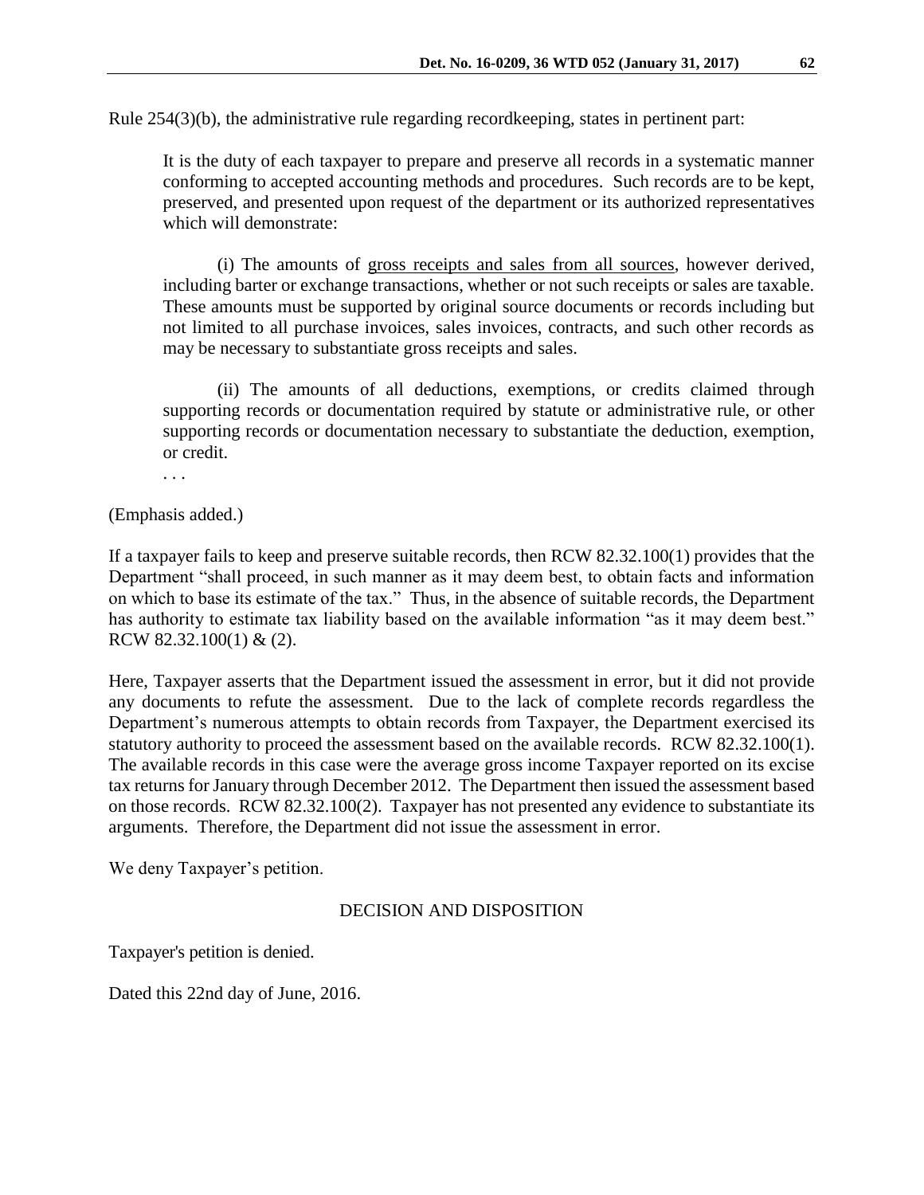Rule 254(3)(b), the administrative rule regarding recordkeeping, states in pertinent part:

> It is the duty of each taxpayer to prepare and preserve all records in a systematic manner conforming to accepted accounting methods and procedures. Such records are to be kept, preserved, and presented upon request of the department or its authorized representatives which will demonstrate:
>
> (i) The amounts of <u>gross receipts and sales from all sources</u>, however derived, including barter or exchange transactions, whether or not such receipts or sales are taxable. These amounts must be supported by original source documents or records including but not limited to all purchase invoices, sales invoices, contracts, and such other records as may be necessary to substantiate gross receipts and sales.
>
> (ii) The amounts of all deductions, exemptions, or credits claimed through supporting records or documentation required by statute or administrative rule, or other supporting records or documentation necessary to substantiate the deduction, exemption, or credit.
>
> . . .

(Emphasis added.)

If a taxpayer fails to keep and preserve suitable records, then RCW 82.32.100(1) provides that the Department "shall proceed, in such manner as it may deem best, to obtain facts and information on which to base its estimate of the tax." Thus, in the absence of suitable records, the Department has authority to estimate tax liability based on the available information "as it may deem best." RCW 82.32.100(1) & (2).

Here, Taxpayer asserts that the Department issued the assessment in error, but it did not provide any documents to refute the assessment. Due to the lack of complete records regardless the Department's numerous attempts to obtain records from Taxpayer, the Department exercised its statutory authority to proceed the assessment based on the available records. RCW 82.32.100(1). The available records in this case were the average gross income Taxpayer reported on its excise tax returns for January through December 2012. The Department then issued the assessment based on those records. RCW 82.32.100(2). Taxpayer has not presented any evidence to substantiate its arguments. Therefore, the Department did not issue the assessment in error.

We deny Taxpayer's petition.

## DECISION AND DISPOSITION

Taxpayer's petition is denied.

Dated this 22nd day of June, 2016.